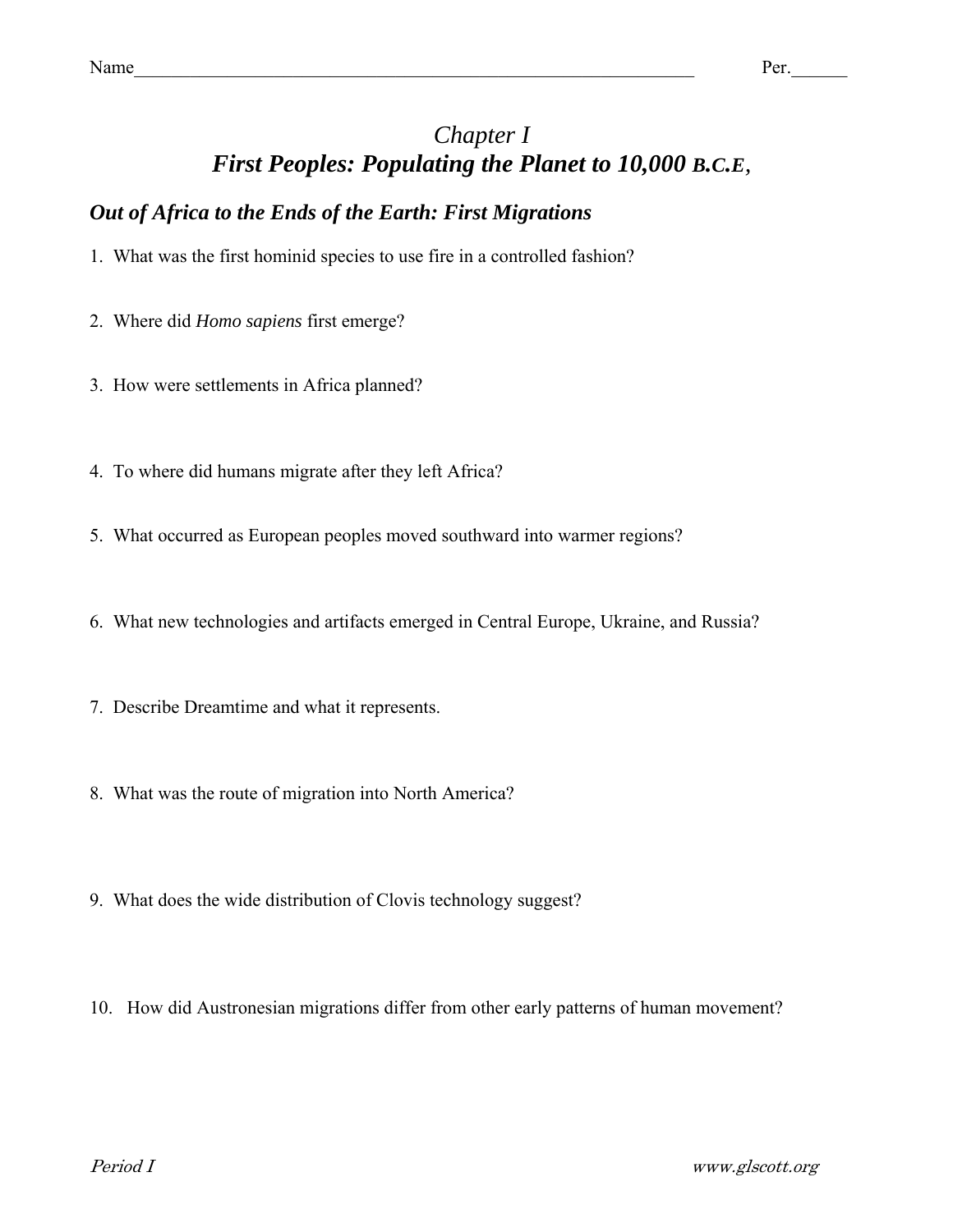Name_______________________________________________________________ Per.______

# *Chapter I*
# ***First Peoples: Populating the Planet to 10,000 B.C.E,***

## ***Out of Africa to the Ends of the Earth: First Migrations***

1. What was the first hominid species to use fire in a controlled fashion?

2. Where did *Homo sapiens* first emerge?

3. How were settlements in Africa planned?

4. To where did humans migrate after they left Africa?

5. What occurred as European peoples moved southward into warmer regions?

6. What new technologies and artifacts emerged in Central Europe, Ukraine, and Russia?

7. Describe Dreamtime and what it represents.

8. What was the route of migration into North America?

9. What does the wide distribution of Clovis technology suggest?

10. How did Austronesian migrations differ from other early patterns of human movement?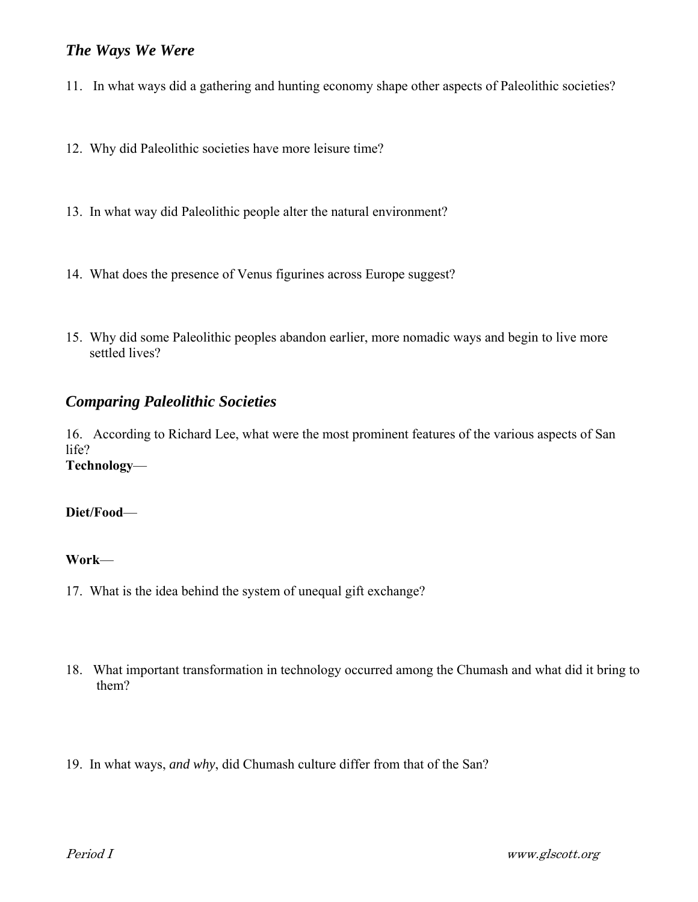## *The Ways We Were*

11. In what ways did a gathering and hunting economy shape other aspects of Paleolithic societies?

12. Why did Paleolithic societies have more leisure time?

13. In what way did Paleolithic people alter the natural environment?

14. What does the presence of Venus figurines across Europe suggest?

15. Why did some Paleolithic peoples abandon earlier, more nomadic ways and begin to live more settled lives?

## *Comparing Paleolithic Societies*

16. According to Richard Lee, what were the most prominent features of the various aspects of San life?

**Technology**—

**Diet/Food**—

**Work**—

17. What is the idea behind the system of unequal gift exchange?

18. What important transformation in technology occurred among the Chumash and what did it bring to them?

19. In what ways, *and why*, did Chumash culture differ from that of the San?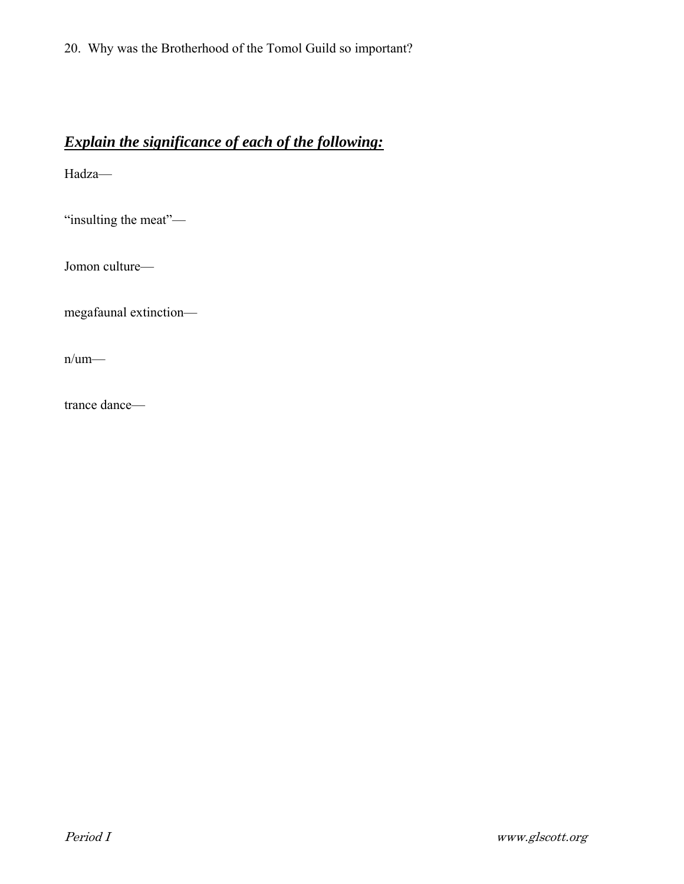20. Why was the Brotherhood of the Tomol Guild so important?

## ***Explain the significance of each of the following:***

Hadza—

“insulting the meat”—

Jomon culture—

megafaunal extinction—

n/um—

trance dance—